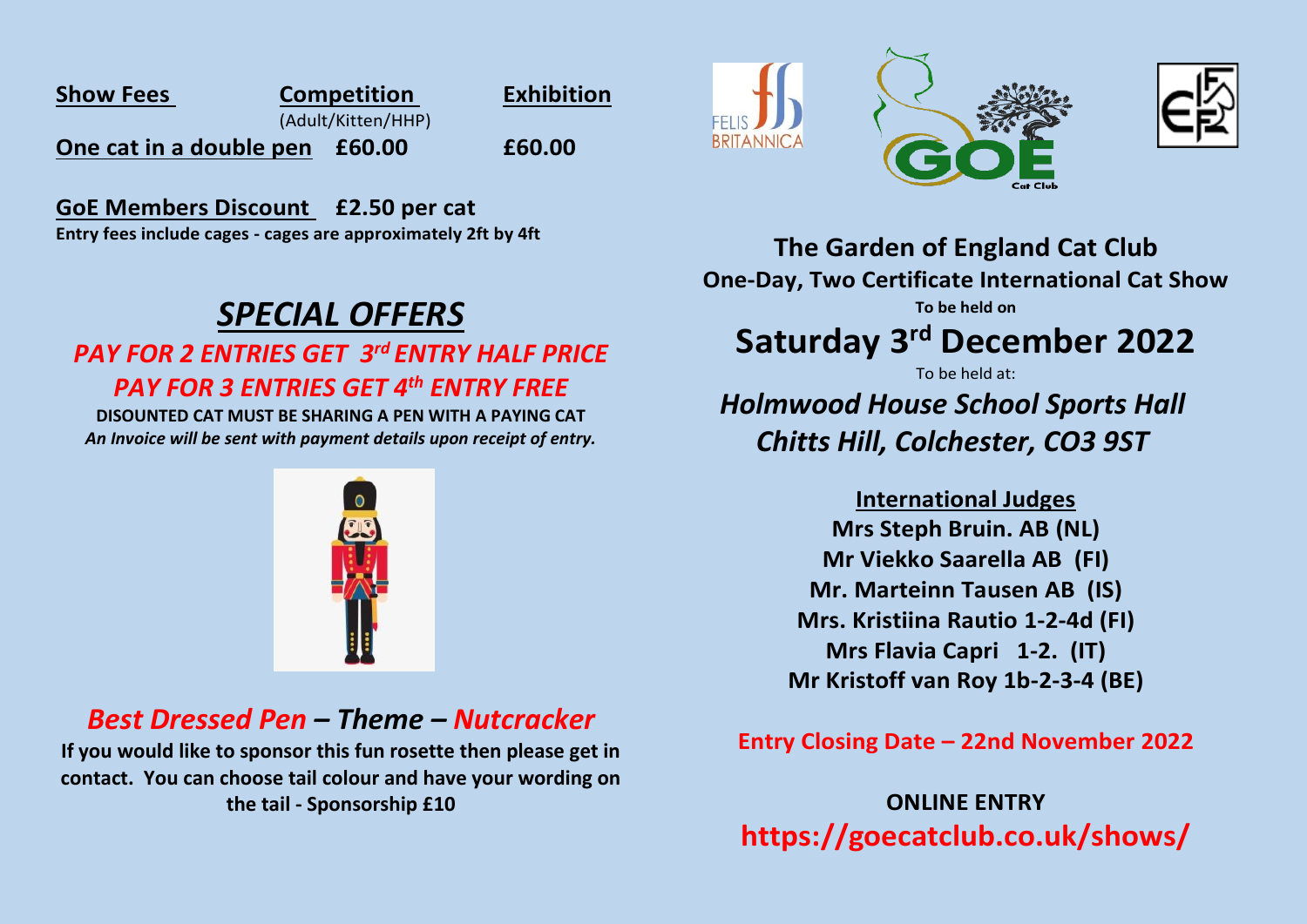| Show Fees | Competition (Adult/Kitten/HHP) | Exhibition |
|---|---|---|
| One cat in a double pen | £60.00 | £60.00 |

**GoE Members Discount £2.50 per cat**

**Entry fees include cages - cages are approximately 2ft by 4ft**

# *SPECIAL OFFERS*

***PAY FOR 2 ENTRIES GET 3rd ENTRY HALF PRICE***

***PAY FOR 3 ENTRIES GET 4th ENTRY FREE***

**DISOUNTED CAT MUST BE SHARING A PEN WITH A PAYING CAT**

***An Invoice will be sent with payment details upon receipt of entry.***

## *Best Dressed Pen – Theme – Nutcracker*

**If you would like to sponsor this fun rosette then please get in contact. You can choose tail colour and have your wording on the tail - Sponsorship £10**

# The Garden of England Cat Club

## One-Day, Two Certificate International Cat Show

**To be held on**

# Saturday 3rd December 2022

To be held at:

## *Holmwood House School Sports Hall*
## *Chitts Hill, Colchester, CO3 9ST*

**International Judges**

**Mrs Steph Bruin. AB (NL)**
**Mr Viekko Saarella AB (FI)**
**Mr. Marteinn Tausen AB (IS)**
**Mrs. Kristiina Rautio 1-2-4d (FI)**
**Mrs Flavia Capri 1-2. (IT)**
**Mr Kristoff van Roy 1b-2-3-4 (BE)**

**Entry Closing Date – 22nd November 2022**

**ONLINE ENTRY**

**https://goecatclub.co.uk/shows/**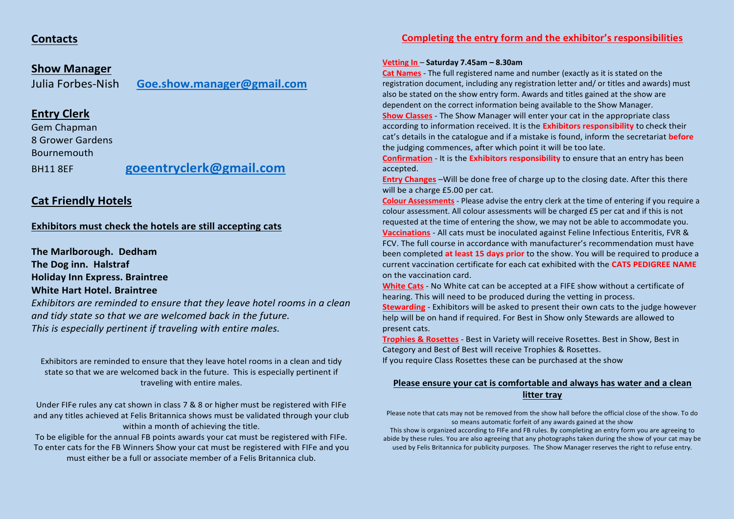## Contacts

### Show Manager

Julia Forbes-Nish **Goe.show.manager@gmail.com**

### Entry Clerk

Gem Chapman
8 Grower Gardens
Bournemouth
BH11 8EF **goeentryclerk@gmail.com**

### Cat Friendly Hotels

**Exhibitors must check the hotels are still accepting cats**

**The Marlborough. Dedham**
**The Dog inn. Halstraf**
**Holiday Inn Express. Braintree**
**White Hart Hotel. Braintree**

*Exhibitors are reminded to ensure that they leave hotel rooms in a clean and tidy state so that we are welcomed back in the future. This is especially pertinent if traveling with entire males.*

Exhibitors are reminded to ensure that they leave hotel rooms in a clean and tidy state so that we are welcomed back in the future. This is especially pertinent if traveling with entire males.

Under FIFe rules any cat shown in class 7 & 8 or higher must be registered with FIFe and any titles achieved at Felis Britannica shows must be validated through your club within a month of achieving the title.

To be eligible for the annual FB points awards your cat must be registered with FIFe. To enter cats for the FB Winners Show your cat must be registered with FIFe and you must either be a full or associate member of a Felis Britannica club.

## Completing the entry form and the exhibitor's responsibilities

**Vetting In** – **Saturday 7.45am – 8.30am**

**Cat Names** - The full registered name and number (exactly as it is stated on the registration document, including any registration letter and/ or titles and awards) must also be stated on the show entry form. Awards and titles gained at the show are dependent on the correct information being available to the Show Manager.

**Show Classes** - The Show Manager will enter your cat in the appropriate class according to information received. It is the **Exhibitors responsibility** to check their cat's details in the catalogue and if a mistake is found, inform the secretariat **before** the judging commences, after which point it will be too late.

**Confirmation** - It is the **Exhibitors responsibility** to ensure that an entry has been accepted.

**Entry Changes** –Will be done free of charge up to the closing date. After this there will be a charge £5.00 per cat.

**Colour Assessments** - Please advise the entry clerk at the time of entering if you require a colour assessment. All colour assessments will be charged £5 per cat and if this is not requested at the time of entering the show, we may not be able to accommodate you.

**Vaccinations** - All cats must be inoculated against Feline Infectious Enteritis, FVR & FCV. The full course in accordance with manufacturer's recommendation must have been completed **at least 15 days prior** to the show. You will be required to produce a current vaccination certificate for each cat exhibited with the **CATS PEDIGREE NAME** on the vaccination card.

**White Cats** - No White cat can be accepted at a FIFE show without a certificate of hearing. This will need to be produced during the vetting in process.

**Stewarding** - Exhibitors will be asked to present their own cats to the judge however help will be on hand if required. For Best in Show only Stewards are allowed to present cats.

**Trophies & Rosettes** - Best in Variety will receive Rosettes. Best in Show, Best in Category and Best of Best will receive Trophies & Rosettes.
If you require Class Rosettes these can be purchased at the show

**Please ensure your cat is comfortable and always has water and a clean litter tray**

Please note that cats may not be removed from the show hall before the official close of the show. To do so means automatic forfeit of any awards gained at the show

This show is organized according to FIFe and FB rules. By completing an entry form you are agreeing to abide by these rules. You are also agreeing that any photographs taken during the show of your cat may be used by Felis Britannica for publicity purposes. The Show Manager reserves the right to refuse entry.